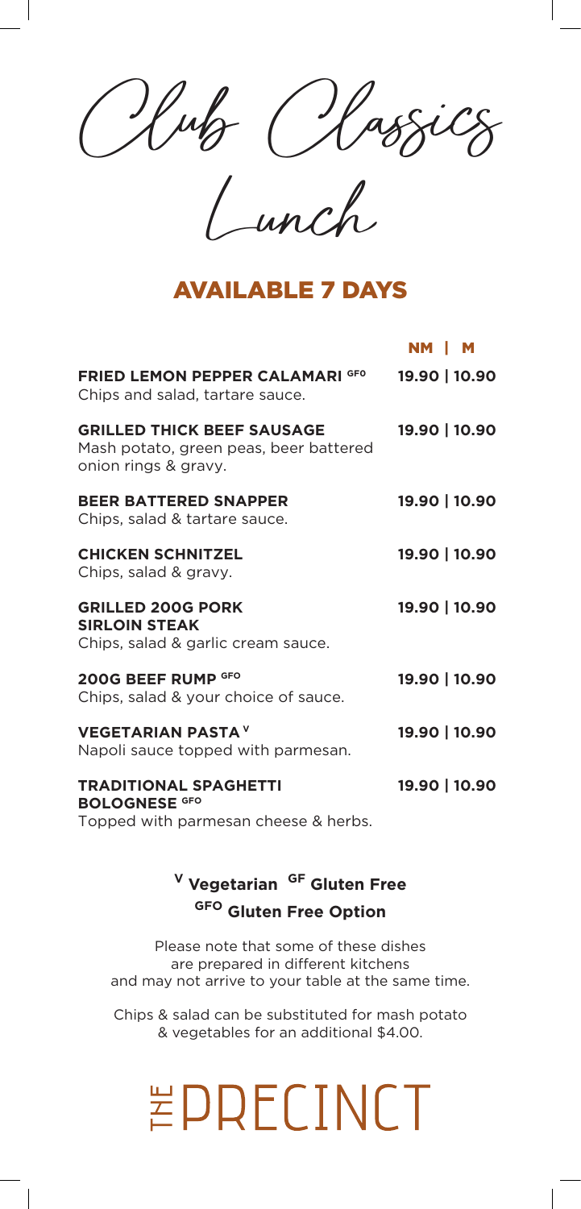# Club Classics

## Lunch

### AVAILABLE 7 DAYS

| | NM \| M |
|---|---|
| **FRIED LEMON PEPPER CALAMARI** [GFO]<br>Chips and salad, tartare sauce. | 19.90 \| 10.90 |
| **GRILLED THICK BEEF SAUSAGE**<br>Mash potato, green peas, beer battered onion rings & gravy. | 19.90 \| 10.90 |
| **BEER BATTERED SNAPPER**<br>Chips, salad & tartare sauce. | 19.90 \| 10.90 |
| **CHICKEN SCHNITZEL**<br>Chips, salad & gravy. | 19.90 \| 10.90 |
| **GRILLED 200G PORK SIRLOIN STEAK**<br>Chips, salad & garlic cream sauce. | 19.90 \| 10.90 |
| **200G BEEF RUMP** [GFO]<br>Chips, salad & your choice of sauce. | 19.90 \| 10.90 |
| **VEGETARIAN PASTA** [V]<br>Napoli sauce topped with parmesan. | 19.90 \| 10.90 |
| **TRADITIONAL SPAGHETTI BOLOGNESE** [GFO]<br>Topped with parmesan cheese & herbs. | 19.90 \| 10.90 |

**[V] Vegetarian [GF] Gluten Free**

**[GFO] Gluten Free Option**

Please note that some of these dishes are prepared in different kitchens and may not arrive to your table at the same time.

Chips & salad can be substituted for mash potato & vegetables for an additional $4.00.

THE PRECINCT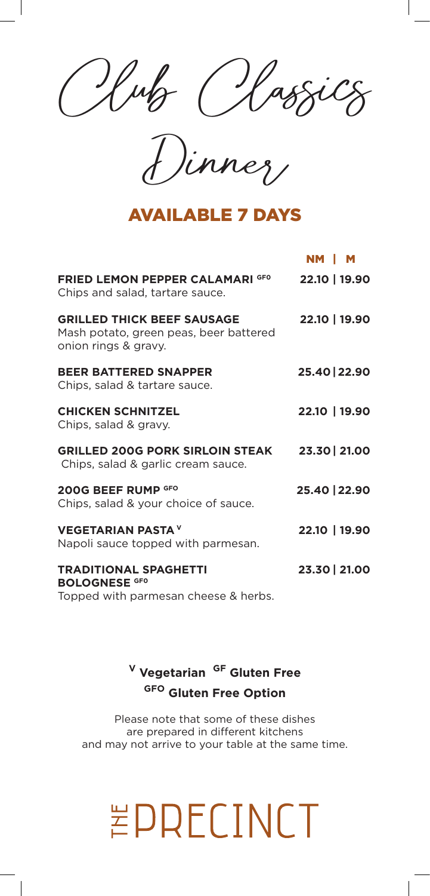# Club Classics

## Dinner

### AVAILABLE 7 DAYS

| | NM \| M |
|---|---|
| **FRIED LEMON PEPPER CALAMARI** GFO<br>Chips and salad, tartare sauce. | 22.10 \| 19.90 |
| **GRILLED THICK BEEF SAUSAGE**<br>Mash potato, green peas, beer battered onion rings & gravy. | 22.10 \| 19.90 |
| **BEER BATTERED SNAPPER**<br>Chips, salad & tartare sauce. | 25.40 \| 22.90 |
| **CHICKEN SCHNITZEL**<br>Chips, salad & gravy. | 22.10 \| 19.90 |
| **GRILLED 200G PORK SIRLOIN STEAK**<br>Chips, salad & garlic cream sauce. | 23.30 \| 21.00 |
| **200G BEEF RUMP** GFO<br>Chips, salad & your choice of sauce. | 25.40 \| 22.90 |
| **VEGETARIAN PASTA** V<br>Napoli sauce topped with parmesan. | 22.10 \| 19.90 |
| **TRADITIONAL SPAGHETTI BOLOGNESE** GFO<br>Topped with parmesan cheese & herbs. | 23.30 \| 21.00 |

**V Vegetarian GF Gluten Free**
**GFO Gluten Free Option**

Please note that some of these dishes are prepared in different kitchens and may not arrive to your table at the same time.

THE PRECINCT